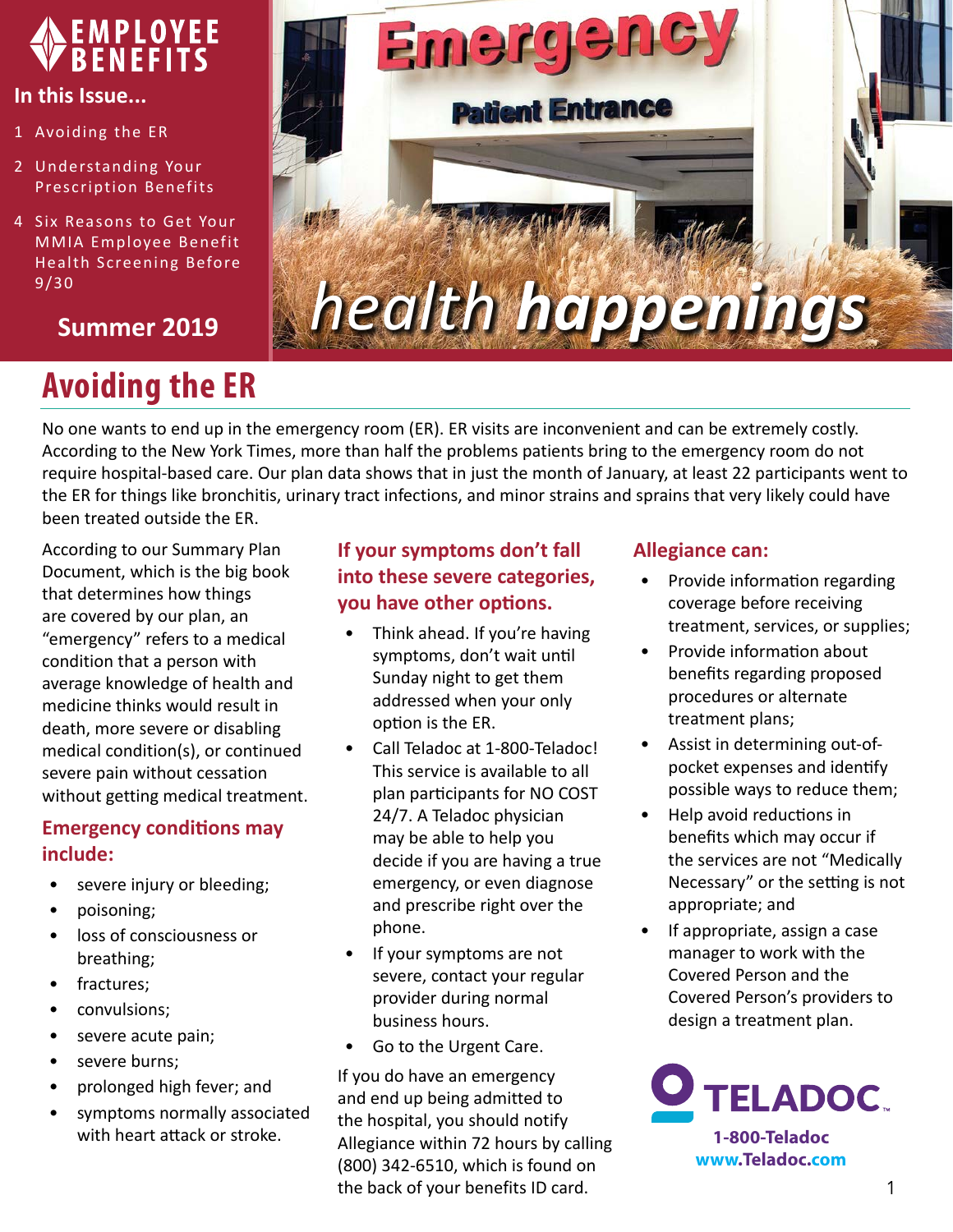# EMPLOYEE BENEFITS

**In this Issue...**

1 Avoiding the ER

2 Understanding Your Prescription Benefits

4 Six Reasons to Get Your MMIA Employee Benefit Health Screening Before 9/30

**Summer 2019**

Emergency

Patient Entrance

*health happenings*

# Avoiding the ER

No one wants to end up in the emergency room (ER). ER visits are inconvenient and can be extremely costly. According to the New York Times, more than half the problems patients bring to the emergency room do not require hospital-based care. Our plan data shows that in just the month of January, at least 22 participants went to the ER for things like bronchitis, urinary tract infections, and minor strains and sprains that very likely could have been treated outside the ER.

According to our Summary Plan Document, which is the big book that determines how things are covered by our plan, an "emergency" refers to a medical condition that a person with average knowledge of health and medicine thinks would result in death, more severe or disabling medical condition(s), or continued severe pain without cessation without getting medical treatment.

### Emergency conditions may include:

- severe injury or bleeding;
- poisoning;
- loss of consciousness or breathing;
- fractures;
- convulsions;
- severe acute pain;
- severe burns;
- prolonged high fever; and
- symptoms normally associated with heart attack or stroke.

### If your symptoms don't fall into these severe categories, you have other options.

- Think ahead. If you're having symptoms, don't wait until Sunday night to get them addressed when your only option is the ER.
- Call Teladoc at 1-800-Teladoc! This service is available to all plan participants for NO COST 24/7. A Teladoc physician may be able to help you decide if you are having a true emergency, or even diagnose and prescribe right over the phone.
- If your symptoms are not severe, contact your regular provider during normal business hours.
- Go to the Urgent Care.

If you do have an emergency and end up being admitted to the hospital, you should notify Allegiance within 72 hours by calling (800) 342-6510, which is found on the back of your benefits ID card.

### Allegiance can:

- Provide information regarding coverage before receiving treatment, services, or supplies;
- Provide information about benefits regarding proposed procedures or alternate treatment plans;
- Assist in determining out-of-pocket expenses and identify possible ways to reduce them;
- Help avoid reductions in benefits which may occur if the services are not "Medically Necessary" or the setting is not appropriate; and
- If appropriate, assign a case manager to work with the Covered Person and the Covered Person's providers to design a treatment plan.

TELADOC

**1-800-Teladoc**
**www.Teladoc.com**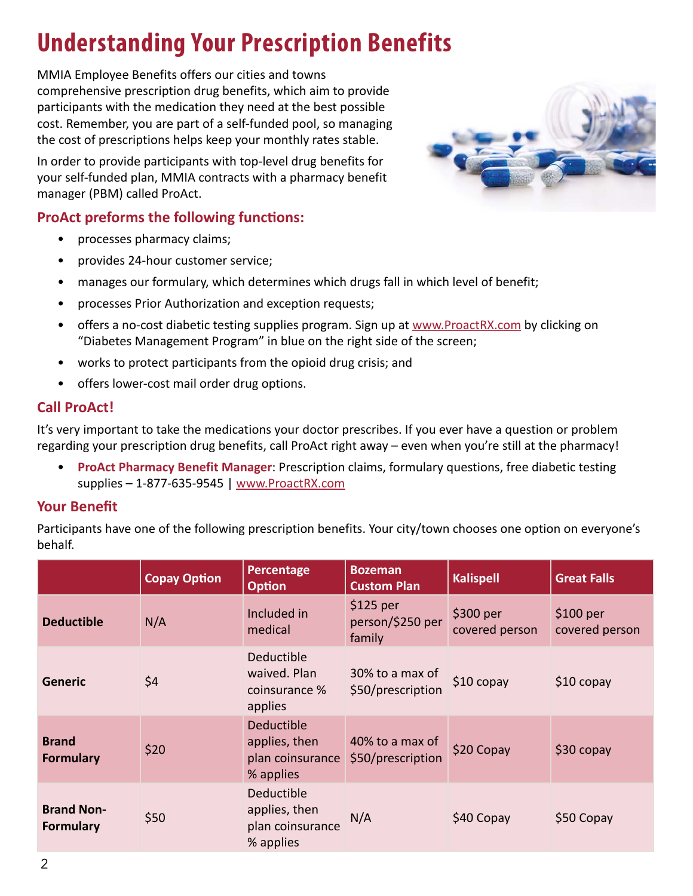# Understanding Your Prescription Benefits

MMIA Employee Benefits offers our cities and towns comprehensive prescription drug benefits, which aim to provide participants with the medication they need at the best possible cost. Remember, you are part of a self-funded pool, so managing the cost of prescriptions helps keep your monthly rates stable.

In order to provide participants with top-level drug benefits for your self-funded plan, MMIA contracts with a pharmacy benefit manager (PBM) called ProAct.

## ProAct preforms the following functions:

- processes pharmacy claims;
- provides 24-hour customer service;
- manages our formulary, which determines which drugs fall in which level of benefit;
- processes Prior Authorization and exception requests;
- offers a no-cost diabetic testing supplies program. Sign up at www.ProactRX.com by clicking on "Diabetes Management Program" in blue on the right side of the screen;
- works to protect participants from the opioid drug crisis; and
- offers lower-cost mail order drug options.

## Call ProAct!

It's very important to take the medications your doctor prescribes. If you ever have a question or problem regarding your prescription drug benefits, call ProAct right away – even when you're still at the pharmacy!

- **ProAct Pharmacy Benefit Manager**: Prescription claims, formulary questions, free diabetic testing supplies – 1-877-635-9545 | www.ProactRX.com

## Your Benefit

Participants have one of the following prescription benefits. Your city/town chooses one option on everyone's behalf.

| | Copay Option | Percentage Option | Bozeman Custom Plan | Kalispell | Great Falls |
|---|---|---|---|---|---|
| **Deductible** | N/A | Included in medical | $125 per person/$250 per family | $300 per covered person | $100 per covered person |
| **Generic** | $4 | Deductible waived. Plan coinsurance % applies | 30% to a max of $50/prescription | $10 copay | $10 copay |
| **Brand Formulary** | $20 | Deductible applies, then plan coinsurance % applies | 40% to a max of $50/prescription | $20 Copay | $30 copay |
| **Brand Non-Formulary** | $50 | Deductible applies, then plan coinsurance % applies | N/A | $40 Copay | $50 Copay |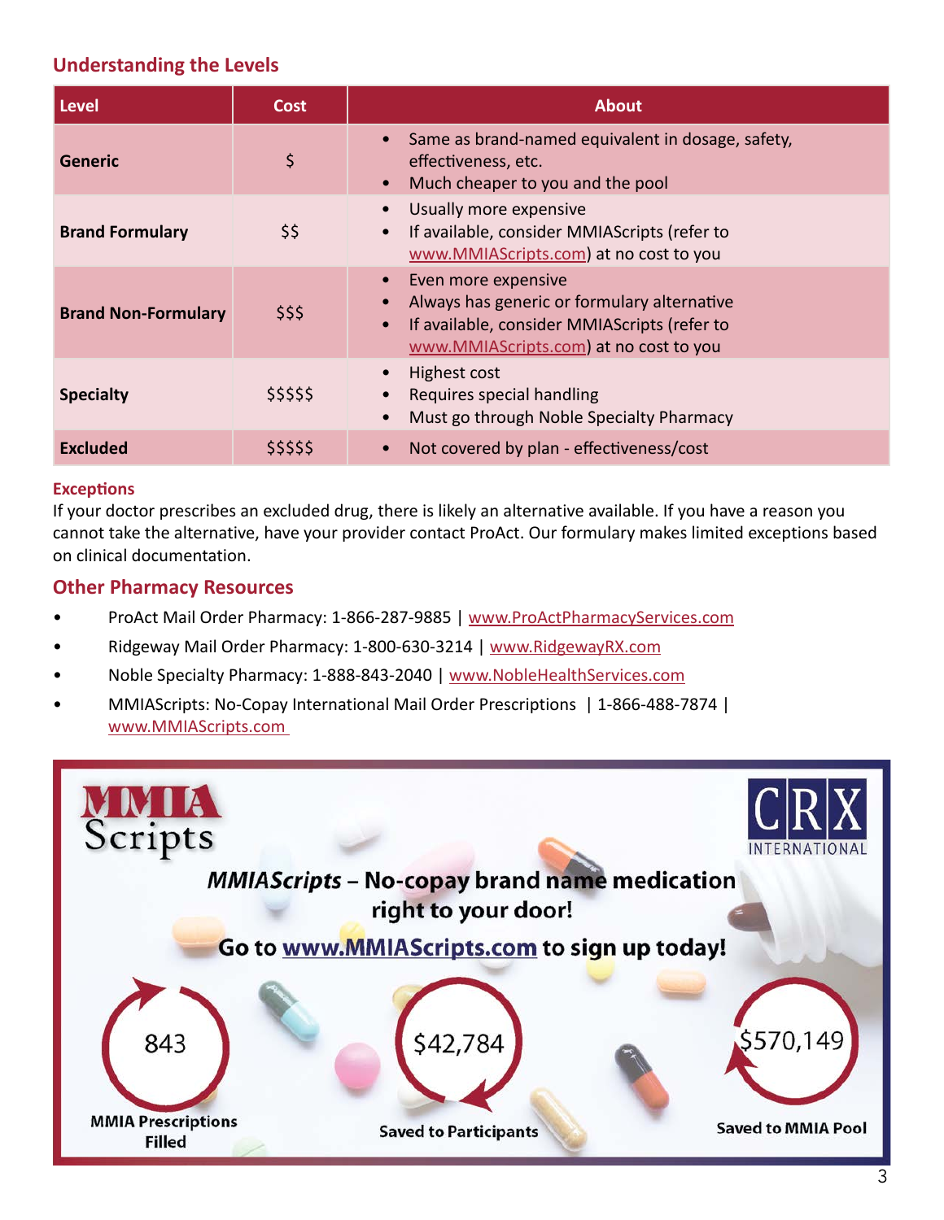## Understanding the Levels

| Level | Cost | About |
|---|---|---|
| **Generic** | $ | • Same as brand-named equivalent in dosage, safety, effectiveness, etc.<br>• Much cheaper to you and the pool |
| **Brand Formulary** | $$ | • Usually more expensive<br>• If available, consider MMIAScripts (refer to www.MMIAScripts.com) at no cost to you |
| **Brand Non-Formulary** | $$$ | • Even more expensive<br>• Always has generic or formulary alternative<br>• If available, consider MMIAScripts (refer to www.MMIAScripts.com) at no cost to you |
| **Specialty** | $$$$$ | • Highest cost<br>• Requires special handling<br>• Must go through Noble Specialty Pharmacy |
| **Excluded** | $$$$$ | • Not covered by plan - effectiveness/cost |

### Exceptions

If your doctor prescribes an excluded drug, there is likely an alternative available. If you have a reason you cannot take the alternative, have your provider contact ProAct. Our formulary makes limited exceptions based on clinical documentation.

## Other Pharmacy Resources

- ProAct Mail Order Pharmacy: 1-866-287-9885 | www.ProActPharmacyServices.com
- Ridgeway Mail Order Pharmacy: 1-800-630-3214 | www.RidgewayRX.com
- Noble Specialty Pharmacy: 1-888-843-2040 | www.NobleHealthServices.com
- MMIAScripts: No-Copay International Mail Order Prescriptions | 1-866-488-7874 | www.MMIAScripts.com

MMIA Scripts

CRX INTERNATIONAL

***MMIAScripts* – No-copay brand name medication right to your door!**

**Go to www.MMIAScripts.com to sign up today!**

843 — **MMIA Prescriptions Filled**

$42,784 — **Saved to Participants**

$570,149 — **Saved to MMIA Pool**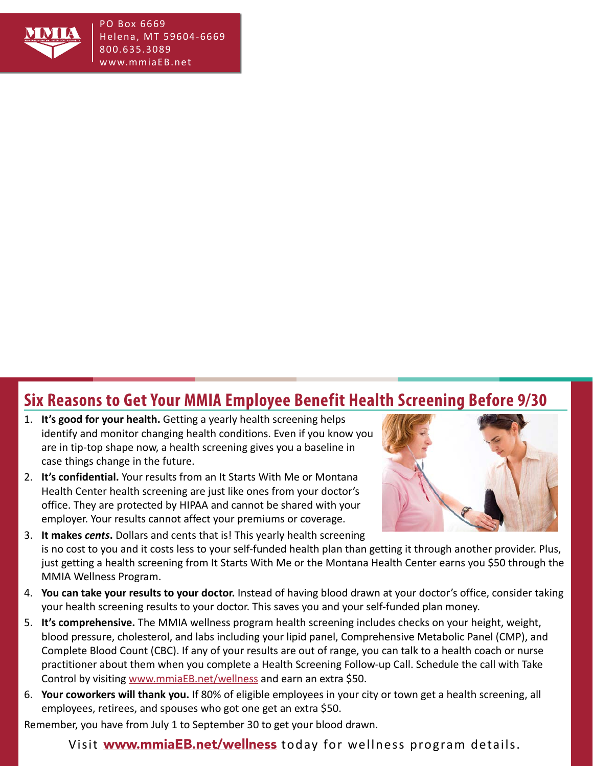PO Box 6669
Helena, MT 59604-6669
800.635.3089
www.mmiaEB.net

## Six Reasons to Get Your MMIA Employee Benefit Health Screening Before 9/30

1. **It's good for your health.** Getting a yearly health screening helps identify and monitor changing health conditions. Even if you know you are in tip-top shape now, a health screening gives you a baseline in case things change in the future.
2. **It's confidential.** Your results from an It Starts With Me or Montana Health Center health screening are just like ones from your doctor's office. They are protected by HIPAA and cannot be shared with your employer. Your results cannot affect your premiums or coverage.
3. **It makes *cents*.** Dollars and cents that is! This yearly health screening is no cost to you and it costs less to your self-funded health plan than getting it through another provider. Plus, just getting a health screening from It Starts With Me or the Montana Health Center earns you $50 through the MMIA Wellness Program.
4. **You can take your results to your doctor.** Instead of having blood drawn at your doctor's office, consider taking your health screening results to your doctor. This saves you and your self-funded plan money.
5. **It's comprehensive.** The MMIA wellness program health screening includes checks on your height, weight, blood pressure, cholesterol, and labs including your lipid panel, Comprehensive Metabolic Panel (CMP), and Complete Blood Count (CBC). If any of your results are out of range, you can talk to a health coach or nurse practitioner about them when you complete a Health Screening Follow-up Call. Schedule the call with Take Control by visiting www.mmiaEB.net/wellness and earn an extra $50.
6. **Your coworkers will thank you.** If 80% of eligible employees in your city or town get a health screening, all employees, retirees, and spouses who got one get an extra $50.

Remember, you have from July 1 to September 30 to get your blood drawn.

Visit **www.mmiaEB.net/wellness** today for wellness program details.